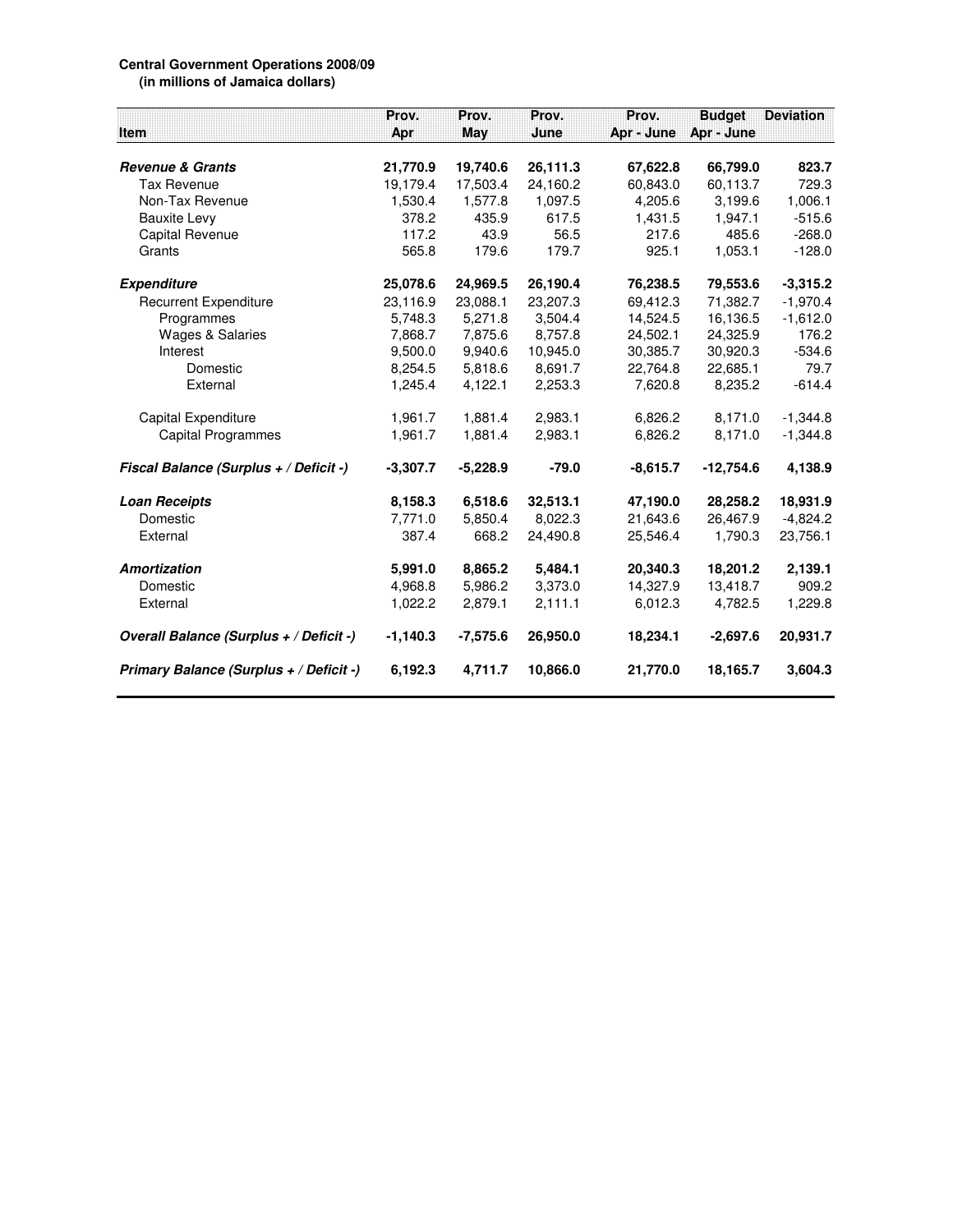**Central Government Operations 2008/09**
**(in millions of Jamaica dollars)**

| Item | Prov. Apr | Prov. May | Prov. June | Prov. Apr - June | Budget Apr - June | Deviation |
|---|---|---|---|---|---|---|
| ***Revenue & Grants*** | **21,770.9** | **19,740.6** | **26,111.3** | **67,622.8** | **66,799.0** | **823.7** |
| Tax Revenue | 19,179.4 | 17,503.4 | 24,160.2 | 60,843.0 | 60,113.7 | 729.3 |
| Non-Tax Revenue | 1,530.4 | 1,577.8 | 1,097.5 | 4,205.6 | 3,199.6 | 1,006.1 |
| Bauxite Levy | 378.2 | 435.9 | 617.5 | 1,431.5 | 1,947.1 | -515.6 |
| Capital Revenue | 117.2 | 43.9 | 56.5 | 217.6 | 485.6 | -268.0 |
| Grants | 565.8 | 179.6 | 179.7 | 925.1 | 1,053.1 | -128.0 |
| ***Expenditure*** | **25,078.6** | **24,969.5** | **26,190.4** | **76,238.5** | **79,553.6** | **-3,315.2** |
| Recurrent Expenditure | 23,116.9 | 23,088.1 | 23,207.3 | 69,412.3 | 71,382.7 | -1,970.4 |
| Programmes | 5,748.3 | 5,271.8 | 3,504.4 | 14,524.5 | 16,136.5 | -1,612.0 |
| Wages & Salaries | 7,868.7 | 7,875.6 | 8,757.8 | 24,502.1 | 24,325.9 | 176.2 |
| Interest | 9,500.0 | 9,940.6 | 10,945.0 | 30,385.7 | 30,920.3 | -534.6 |
| Domestic | 8,254.5 | 5,818.6 | 8,691.7 | 22,764.8 | 22,685.1 | 79.7 |
| External | 1,245.4 | 4,122.1 | 2,253.3 | 7,620.8 | 8,235.2 | -614.4 |
| Capital Expenditure | 1,961.7 | 1,881.4 | 2,983.1 | 6,826.2 | 8,171.0 | -1,344.8 |
| Capital Programmes | 1,961.7 | 1,881.4 | 2,983.1 | 6,826.2 | 8,171.0 | -1,344.8 |
| ***Fiscal Balance (Surplus + / Deficit -)*** | **-3,307.7** | **-5,228.9** | **-79.0** | **-8,615.7** | **-12,754.6** | **4,138.9** |
| ***Loan Receipts*** | **8,158.3** | **6,518.6** | **32,513.1** | **47,190.0** | **28,258.2** | **18,931.9** |
| Domestic | 7,771.0 | 5,850.4 | 8,022.3 | 21,643.6 | 26,467.9 | -4,824.2 |
| External | 387.4 | 668.2 | 24,490.8 | 25,546.4 | 1,790.3 | 23,756.1 |
| ***Amortization*** | **5,991.0** | **8,865.2** | **5,484.1** | **20,340.3** | **18,201.2** | **2,139.1** |
| Domestic | 4,968.8 | 5,986.2 | 3,373.0 | 14,327.9 | 13,418.7 | 909.2 |
| External | 1,022.2 | 2,879.1 | 2,111.1 | 6,012.3 | 4,782.5 | 1,229.8 |
| ***Overall Balance (Surplus + / Deficit -)*** | **-1,140.3** | **-7,575.6** | **26,950.0** | **18,234.1** | **-2,697.6** | **20,931.7** |
| ***Primary Balance (Surplus + / Deficit -)*** | **6,192.3** | **4,711.7** | **10,866.0** | **21,770.0** | **18,165.7** | **3,604.3** |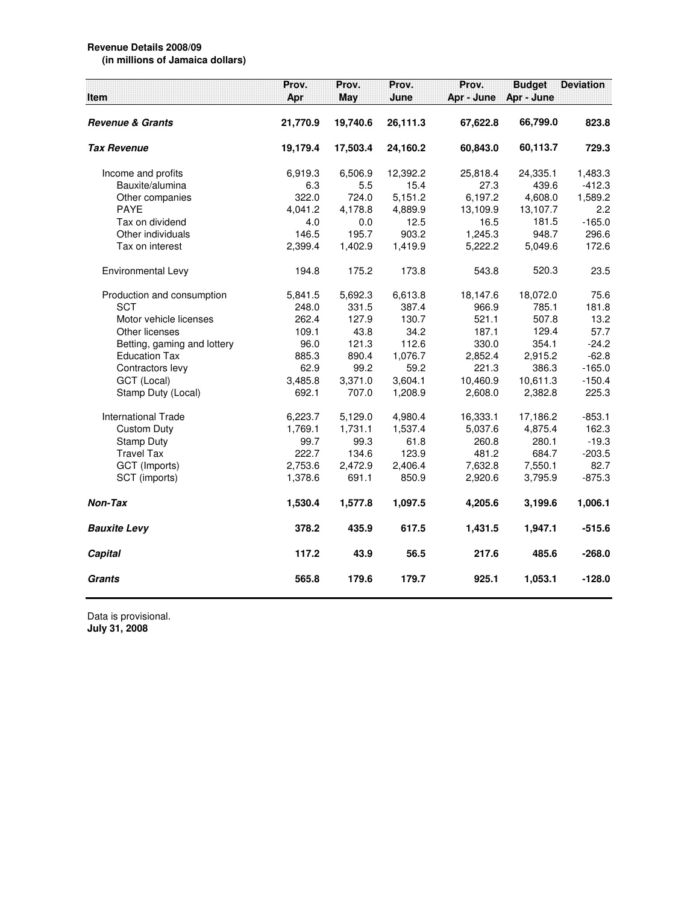**Revenue Details 2008/09**
**(in millions of Jamaica dollars)**

| Item | Prov. Apr | Prov. May | Prov. June | Prov. Apr - June | Budget Apr - June | Deviation |
|---|---|---|---|---|---|---|
| ***Revenue & Grants*** | **21,770.9** | **19,740.6** | **26,111.3** | **67,622.8** | **66,799.0** | **823.8** |
| ***Tax Revenue*** | **19,179.4** | **17,503.4** | **24,160.2** | **60,843.0** | **60,113.7** | **729.3** |
| Income and profits | 6,919.3 | 6,506.9 | 12,392.2 | 25,818.4 | 24,335.1 | 1,483.3 |
| Bauxite/alumina | 6.3 | 5.5 | 15.4 | 27.3 | 439.6 | -412.3 |
| Other companies | 322.0 | 724.0 | 5,151.2 | 6,197.2 | 4,608.0 | 1,589.2 |
| PAYE | 4,041.2 | 4,178.8 | 4,889.9 | 13,109.9 | 13,107.7 | 2.2 |
| Tax on dividend | 4.0 | 0.0 | 12.5 | 16.5 | 181.5 | -165.0 |
| Other individuals | 146.5 | 195.7 | 903.2 | 1,245.3 | 948.7 | 296.6 |
| Tax on interest | 2,399.4 | 1,402.9 | 1,419.9 | 5,222.2 | 5,049.6 | 172.6 |
| Environmental Levy | 194.8 | 175.2 | 173.8 | 543.8 | 520.3 | 23.5 |
| Production and consumption | 5,841.5 | 5,692.3 | 6,613.8 | 18,147.6 | 18,072.0 | 75.6 |
| SCT | 248.0 | 331.5 | 387.4 | 966.9 | 785.1 | 181.8 |
| Motor vehicle licenses | 262.4 | 127.9 | 130.7 | 521.1 | 507.8 | 13.2 |
| Other licenses | 109.1 | 43.8 | 34.2 | 187.1 | 129.4 | 57.7 |
| Betting, gaming and lottery | 96.0 | 121.3 | 112.6 | 330.0 | 354.1 | -24.2 |
| Education Tax | 885.3 | 890.4 | 1,076.7 | 2,852.4 | 2,915.2 | -62.8 |
| Contractors levy | 62.9 | 99.2 | 59.2 | 221.3 | 386.3 | -165.0 |
| GCT (Local) | 3,485.8 | 3,371.0 | 3,604.1 | 10,460.9 | 10,611.3 | -150.4 |
| Stamp Duty (Local) | 692.1 | 707.0 | 1,208.9 | 2,608.0 | 2,382.8 | 225.3 |
| International Trade | 6,223.7 | 5,129.0 | 4,980.4 | 16,333.1 | 17,186.2 | -853.1 |
| Custom Duty | 1,769.1 | 1,731.1 | 1,537.4 | 5,037.6 | 4,875.4 | 162.3 |
| Stamp Duty | 99.7 | 99.3 | 61.8 | 260.8 | 280.1 | -19.3 |
| Travel Tax | 222.7 | 134.6 | 123.9 | 481.2 | 684.7 | -203.5 |
| GCT (Imports) | 2,753.6 | 2,472.9 | 2,406.4 | 7,632.8 | 7,550.1 | 82.7 |
| SCT (imports) | 1,378.6 | 691.1 | 850.9 | 2,920.6 | 3,795.9 | -875.3 |
| ***Non-Tax*** | **1,530.4** | **1,577.8** | **1,097.5** | **4,205.6** | **3,199.6** | **1,006.1** |
| ***Bauxite Levy*** | **378.2** | **435.9** | **617.5** | **1,431.5** | **1,947.1** | **-515.6** |
| ***Capital*** | **117.2** | **43.9** | **56.5** | **217.6** | **485.6** | **-268.0** |
| ***Grants*** | **565.8** | **179.6** | **179.7** | **925.1** | **1,053.1** | **-128.0** |

Data is provisional.
**July 31, 2008**